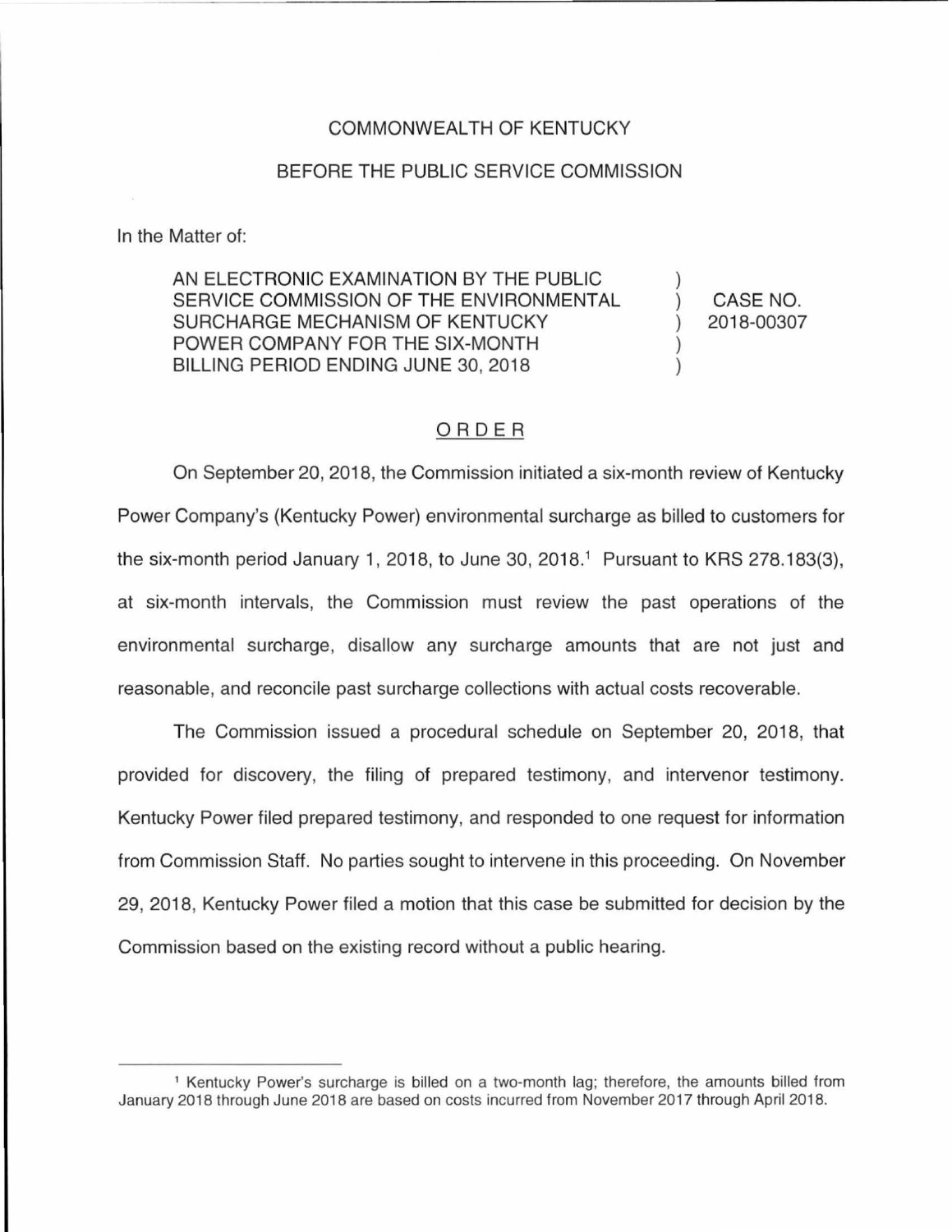COMMONWEALTH OF KENTUCKY

BEFORE THE PUBLIC SERVICE COMMISSION

In the Matter of:

| | | |
|---|---|---|
| AN ELECTRONIC EXAMINATION BY THE PUBLIC SERVICE COMMISSION OF THE ENVIRONMENTAL SURCHARGE MECHANISM OF KENTUCKY POWER COMPANY FOR THE SIX-MONTH BILLING PERIOD ENDING JUNE 30, 2018 | ) ) ) ) ) | CASE NO. 2018-00307 |

## ORDER

On September 20, 2018, the Commission initiated a six-month review of Kentucky Power Company's (Kentucky Power) environmental surcharge as billed to customers for the six-month period January 1, 2018, to June 30, 2018.[1] Pursuant to KRS 278.183(3), at six-month intervals, the Commission must review the past operations of the environmental surcharge, disallow any surcharge amounts that are not just and reasonable, and reconcile past surcharge collections with actual costs recoverable.

The Commission issued a procedural schedule on September 20, 2018, that provided for discovery, the filing of prepared testimony, and intervenor testimony. Kentucky Power filed prepared testimony, and responded to one request for information from Commission Staff. No parties sought to intervene in this proceeding. On November 29, 2018, Kentucky Power filed a motion that this case be submitted for decision by the Commission based on the existing record without a public hearing.

---

[1] Kentucky Power's surcharge is billed on a two-month lag; therefore, the amounts billed from January 2018 through June 2018 are based on costs incurred from November 2017 through April 2018.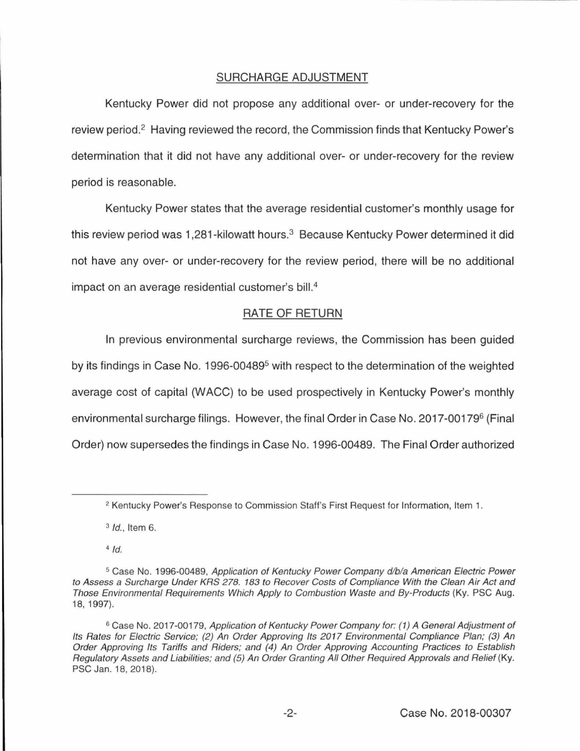## SURCHARGE ADJUSTMENT

Kentucky Power did not propose any additional over- or under-recovery for the review period.[2] Having reviewed the record, the Commission finds that Kentucky Power's determination that it did not have any additional over- or under-recovery for the review period is reasonable.

Kentucky Power states that the average residential customer's monthly usage for this review period was 1,281-kilowatt hours.[3] Because Kentucky Power determined it did not have any over- or under-recovery for the review period, there will be no additional impact on an average residential customer's bill.[4]

## RATE OF RETURN

In previous environmental surcharge reviews, the Commission has been guided by its findings in Case No. 1996-00489[5] with respect to the determination of the weighted average cost of capital (WACC) to be used prospectively in Kentucky Power's monthly environmental surcharge filings. However, the final Order in Case No. 2017-00179[6] (Final Order) now supersedes the findings in Case No. 1996-00489. The Final Order authorized

---

[2] Kentucky Power's Response to Commission Staff's First Request for Information, Item 1.

[3] *Id.*, Item 6.

[4] *Id.*

[5] Case No. 1996-00489, *Application of Kentucky Power Company d/b/a American Electric Power to Assess a Surcharge Under KRS 278. 183 to Recover Costs of Compliance With the Clean Air Act and Those Environmental Requirements Which Apply to Combustion Waste and By-Products* (Ky. PSC Aug. 18, 1997).

[6] Case No. 2017-00179, *Application of Kentucky Power Company for: (1) A General Adjustment of Its Rates for Electric Service; (2) An Order Approving Its 2017 Environmental Compliance Plan; (3) An Order Approving Its Tariffs and Riders; and (4) An Order Approving Accounting Practices to Establish Regulatory Assets and Liabilities; and (5) An Order Granting All Other Required Approvals and Relief* (Ky. PSC Jan. 18, 2018).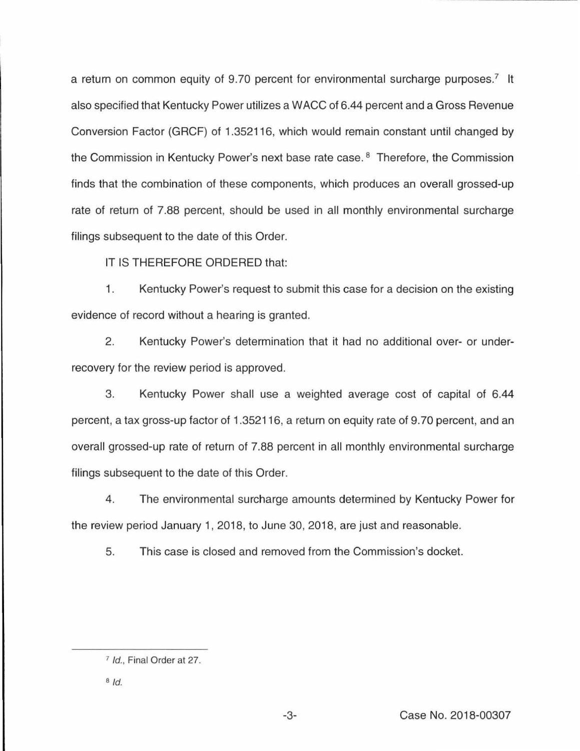a return on common equity of 9.70 percent for environmental surcharge purposes.[7] It also specified that Kentucky Power utilizes a WACC of 6.44 percent and a Gross Revenue Conversion Factor (GRCF) of 1.352116, which would remain constant until changed by the Commission in Kentucky Power's next base rate case.[8] Therefore, the Commission finds that the combination of these components, which produces an overall grossed-up rate of return of 7.88 percent, should be used in all monthly environmental surcharge filings subsequent to the date of this Order.

IT IS THEREFORE ORDERED that:

1. Kentucky Power's request to submit this case for a decision on the existing evidence of record without a hearing is granted.

2. Kentucky Power's determination that it had no additional over- or under-recovery for the review period is approved.

3. Kentucky Power shall use a weighted average cost of capital of 6.44 percent, a tax gross-up factor of 1.352116, a return on equity rate of 9.70 percent, and an overall grossed-up rate of return of 7.88 percent in all monthly environmental surcharge filings subsequent to the date of this Order.

4. The environmental surcharge amounts determined by Kentucky Power for the review period January 1, 2018, to June 30, 2018, are just and reasonable.

5. This case is closed and removed from the Commission's docket.

---

[7] *Id.*, Final Order at 27.

[8] *Id.*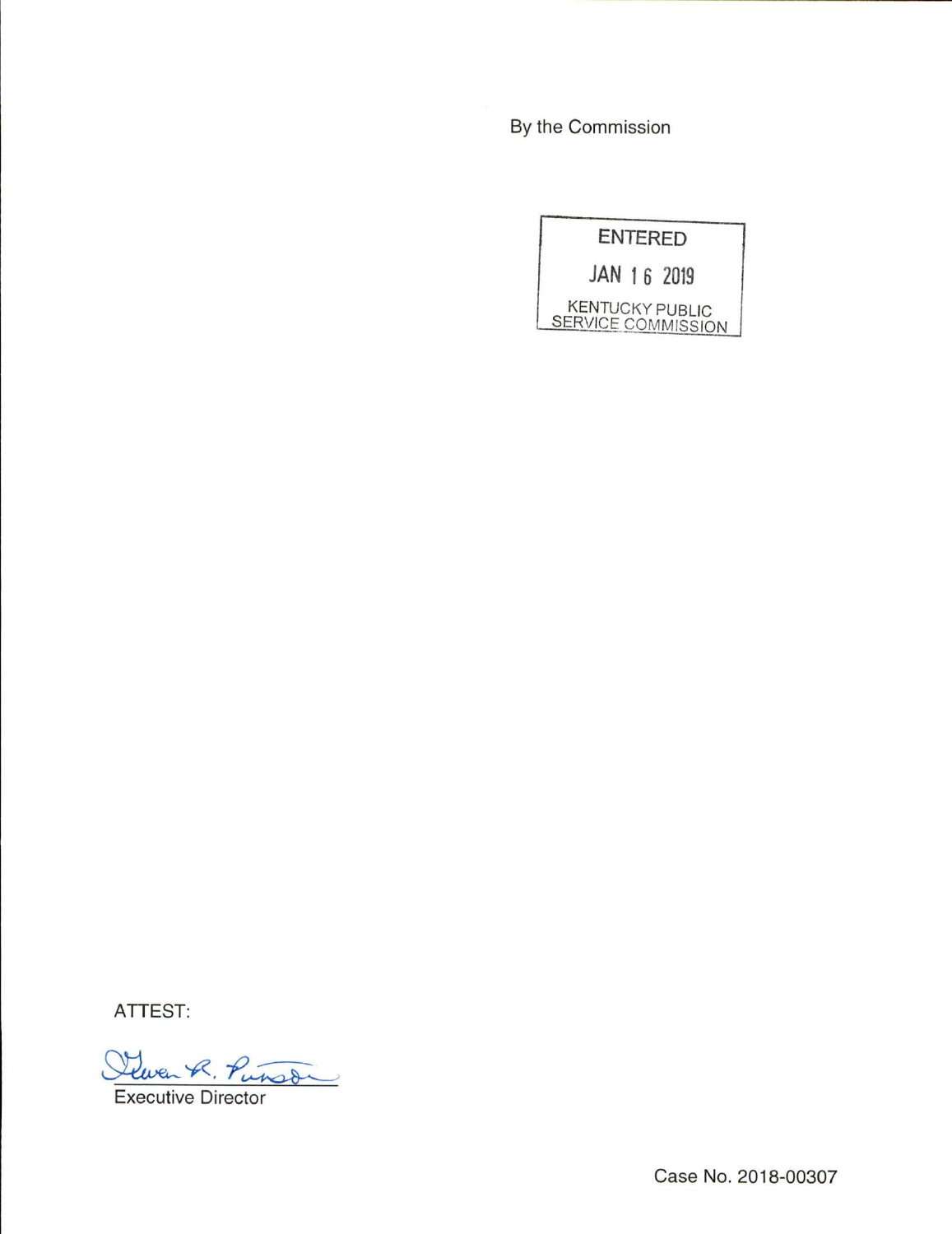By the Commission

ENTERED

JAN 16 2019

KENTUCKY PUBLIC SERVICE COMMISSION

ATTEST:

Gwen R. Pinson

Executive Director

Case No. 2018-00307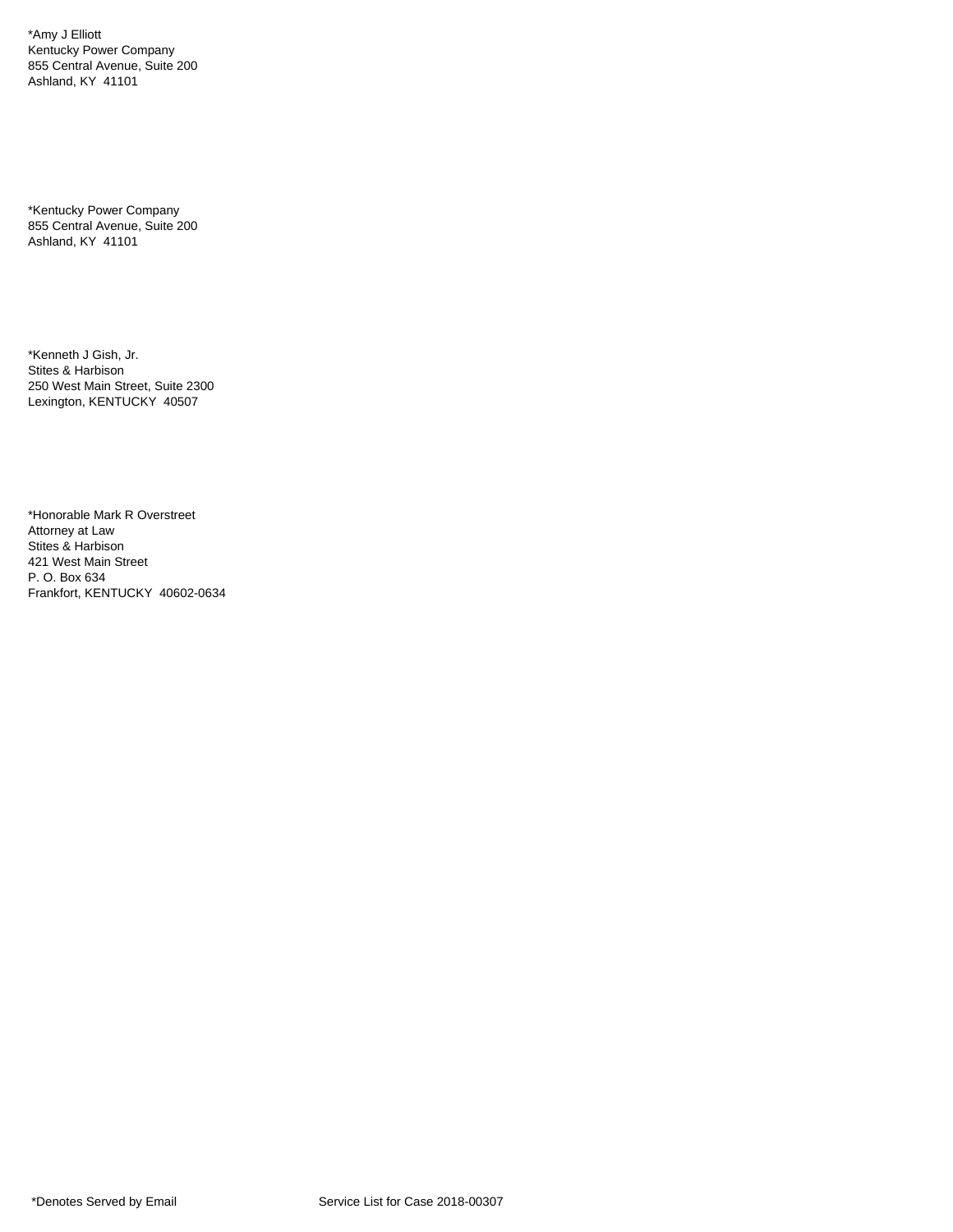*Amy J Elliott
Kentucky Power Company
855 Central Avenue, Suite 200
Ashland, KY  41101

*Kentucky Power Company
855 Central Avenue, Suite 200
Ashland, KY  41101

*Kenneth J Gish, Jr.
Stites & Harbison
250 West Main Street, Suite 2300
Lexington, KENTUCKY  40507

*Honorable Mark R Overstreet
Attorney at Law
Stites & Harbison
421 West Main Street
P. O. Box 634
Frankfort, KENTUCKY  40602-0634

*Denotes Served by Email

Service List for Case 2018-00307